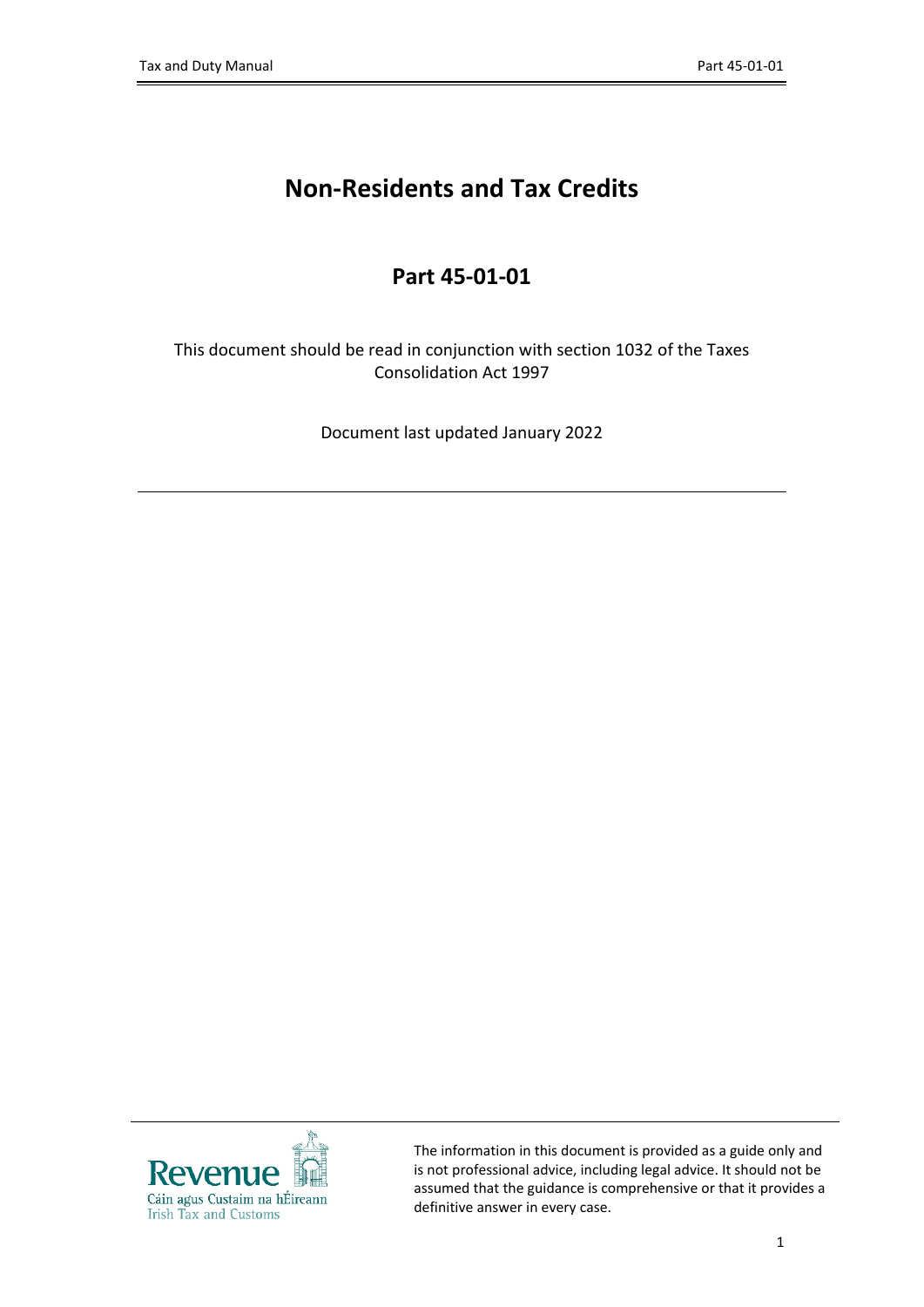# Non-Residents and Tax Credits

## Part 45-01-01

This document should be read in conjunction with section 1032 of the Taxes Consolidation Act 1997

Document last updated January 2022

---

The information in this document is provided as a guide only and is not professional advice, including legal advice. It should not be assumed that the guidance is comprehensive or that it provides a definitive answer in every case.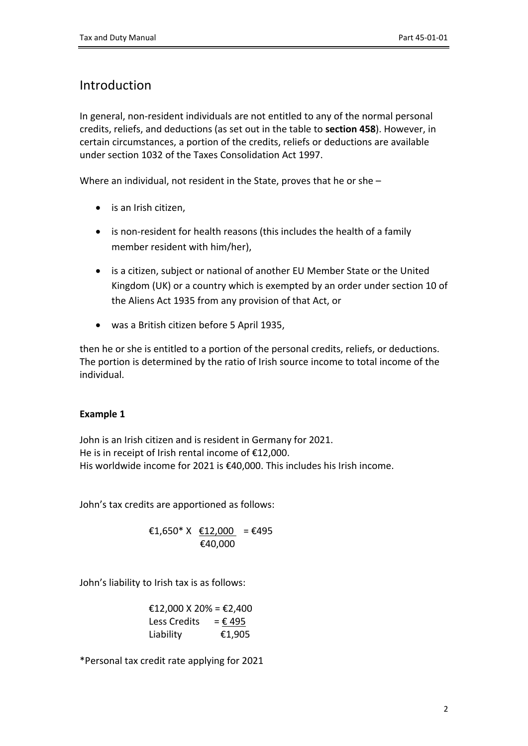## Introduction

In general, non-resident individuals are not entitled to any of the normal personal credits, reliefs, and deductions (as set out in the table to **section 458**). However, in certain circumstances, a portion of the credits, reliefs or deductions are available under section 1032 of the Taxes Consolidation Act 1997.

Where an individual, not resident in the State, proves that he or she –

- is an Irish citizen,
- is non-resident for health reasons (this includes the health of a family member resident with him/her),
- is a citizen, subject or national of another EU Member State or the United Kingdom (UK) or a country which is exempted by an order under section 10 of the Aliens Act 1935 from any provision of that Act, or
- was a British citizen before 5 April 1935,

then he or she is entitled to a portion of the personal credits, reliefs, or deductions. The portion is determined by the ratio of Irish source income to total income of the individual.

**Example 1**

John is an Irish citizen and is resident in Germany for 2021.
He is in receipt of Irish rental income of €12,000.
His worldwide income for 2021 is €40,000. This includes his Irish income.

John's tax credits are apportioned as follows:

$$€1{,}650^{*} \times \frac{€12{,}000}{€40{,}000} = €495$$

John's liability to Irish tax is as follows:

€12,000 X 20% = €2,400
Less Credits = € 495
Liability €1,905

*Personal tax credit rate applying for 2021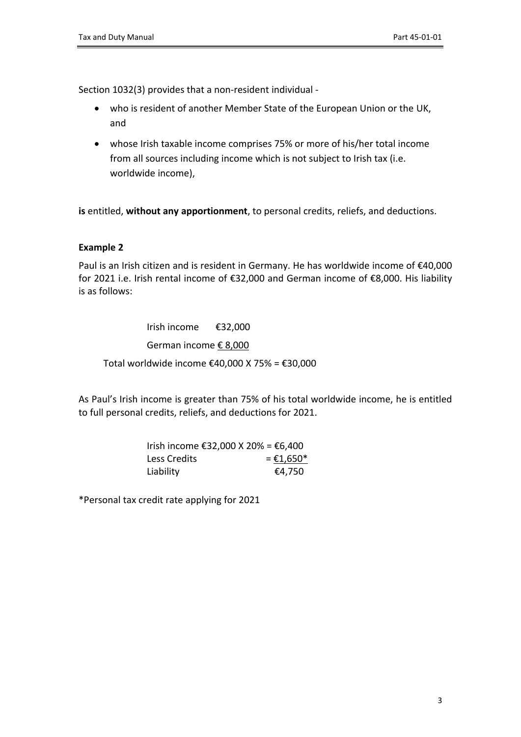Section 1032(3) provides that a non-resident individual -

- who is resident of another Member State of the European Union or the UK, and
- whose Irish taxable income comprises 75% or more of his/her total income from all sources including income which is not subject to Irish tax (i.e. worldwide income),

**is** entitled, **without any apportionment**, to personal credits, reliefs, and deductions.

### Example 2

Paul is an Irish citizen and is resident in Germany. He has worldwide income of €40,000 for 2021 i.e. Irish rental income of €32,000 and German income of €8,000. His liability is as follows:

Irish income €32,000

German income € 8,000

Total worldwide income €40,000 X 75% = €30,000

As Paul's Irish income is greater than 75% of his total worldwide income, he is entitled to full personal credits, reliefs, and deductions for 2021.

| | |
|---|---|
| Irish income €32,000 X 20% | = €6,400 |
| Less Credits | = €1,650* |
| Liability | €4,750 |

*Personal tax credit rate applying for 2021